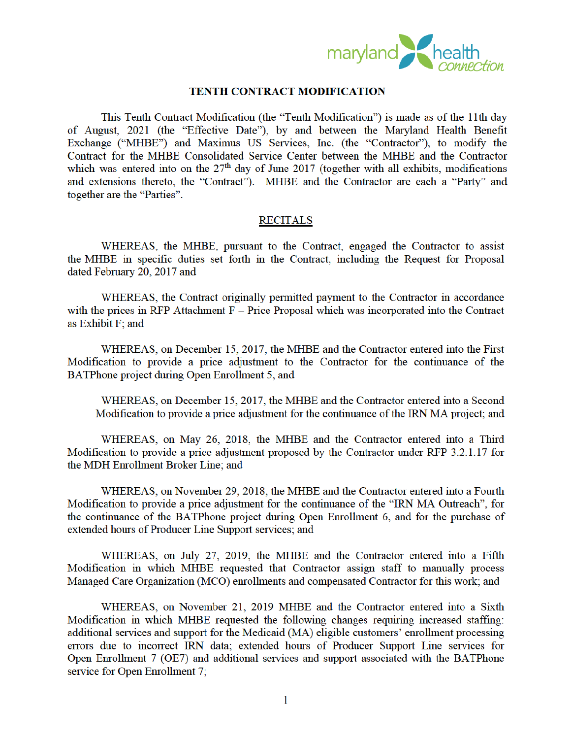# TENTH CONTRACT MODIFICATION

This Tenth Contract Modification (the "Tenth Modification") is made as of the 11th day of August, 2021 (the "Effective Date"), by and between the Maryland Health Benefit Exchange ("MHBE") and Maximus US Services, Inc. (the "Contractor"), to modify the Contract for the MHBE Consolidated Service Center between the MHBE and the Contractor which was entered into on the 27th day of June 2017 (together with all exhibits, modifications and extensions thereto, the "Contract"). MHBE and the Contractor are each a "Party" and together are the "Parties".

## RECITALS

WHEREAS, the MHBE, pursuant to the Contract, engaged the Contractor to assist the MHBE in specific duties set forth in the Contract, including the Request for Proposal dated February 20, 2017 and

WHEREAS, the Contract originally permitted payment to the Contractor in accordance with the prices in RFP Attachment F – Price Proposal which was incorporated into the Contract as Exhibit F; and

WHEREAS, on December 15, 2017, the MHBE and the Contractor entered into the First Modification to provide a price adjustment to the Contractor for the continuance of the BATPhone project during Open Enrollment 5, and

WHEREAS, on December 15, 2017, the MHBE and the Contractor entered into a Second Modification to provide a price adjustment for the continuance of the IRN MA project; and

WHEREAS, on May 26, 2018, the MHBE and the Contractor entered into a Third Modification to provide a price adjustment proposed by the Contractor under RFP 3.2.1.17 for the MDH Enrollment Broker Line; and

WHEREAS, on November 29, 2018, the MHBE and the Contractor entered into a Fourth Modification to provide a price adjustment for the continuance of the "IRN MA Outreach", for the continuance of the BATPhone project during Open Enrollment 6, and for the purchase of extended hours of Producer Line Support services; and

WHEREAS, on July 27, 2019, the MHBE and the Contractor entered into a Fifth Modification in which MHBE requested that Contractor assign staff to manually process Managed Care Organization (MCO) enrollments and compensated Contractor for this work; and

WHEREAS, on November 21, 2019 MHBE and the Contractor entered into a Sixth Modification in which MHBE requested the following changes requiring increased staffing: additional services and support for the Medicaid (MA) eligible customers' enrollment processing errors due to incorrect IRN data; extended hours of Producer Support Line services for Open Enrollment 7 (OE7) and additional services and support associated with the BATPhone service for Open Enrollment 7;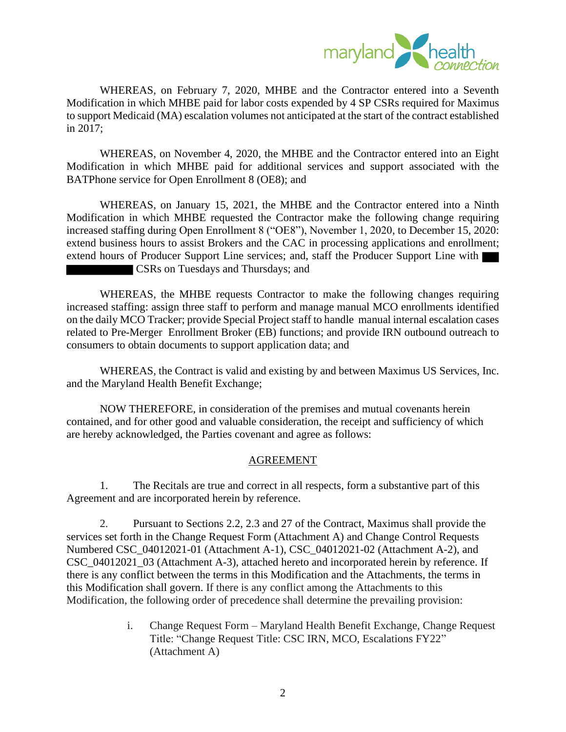WHEREAS, on February 7, 2020, MHBE and the Contractor entered into a Seventh Modification in which MHBE paid for labor costs expended by 4 SP CSRs required for Maximus to support Medicaid (MA) escalation volumes not anticipated at the start of the contract established in 2017;

WHEREAS, on November 4, 2020, the MHBE and the Contractor entered into an Eight Modification in which MHBE paid for additional services and support associated with the BATPhone service for Open Enrollment 8 (OE8); and

WHEREAS, on January 15, 2021, the MHBE and the Contractor entered into a Ninth Modification in which MHBE requested the Contractor make the following change requiring increased staffing during Open Enrollment 8 ("OE8"), November 1, 2020, to December 15, 2020: extend business hours to assist Brokers and the CAC in processing applications and enrollment; extend hours of Producer Support Line services; and, staff the Producer Support Line with ███ ██████████ CSRs on Tuesdays and Thursdays; and

WHEREAS, the MHBE requests Contractor to make the following changes requiring increased staffing: assign three staff to perform and manage manual MCO enrollments identified on the daily MCO Tracker; provide Special Project staff to handle manual internal escalation cases related to Pre-Merger Enrollment Broker (EB) functions; and provide IRN outbound outreach to consumers to obtain documents to support application data; and

WHEREAS, the Contract is valid and existing by and between Maximus US Services, Inc. and the Maryland Health Benefit Exchange;

NOW THEREFORE, in consideration of the premises and mutual covenants herein contained, and for other good and valuable consideration, the receipt and sufficiency of which are hereby acknowledged, the Parties covenant and agree as follows:

## AGREEMENT

1. The Recitals are true and correct in all respects, form a substantive part of this Agreement and are incorporated herein by reference.

2. Pursuant to Sections 2.2, 2.3 and 27 of the Contract, Maximus shall provide the services set forth in the Change Request Form (Attachment A) and Change Control Requests Numbered CSC_04012021-01 (Attachment A-1), CSC_04012021-02 (Attachment A-2), and CSC_04012021_03 (Attachment A-3), attached hereto and incorporated herein by reference. If there is any conflict between the terms in this Modification and the Attachments, the terms in this Modification shall govern. If there is any conflict among the Attachments to this Modification, the following order of precedence shall determine the prevailing provision:

   i. Change Request Form – Maryland Health Benefit Exchange, Change Request Title: "Change Request Title: CSC IRN, MCO, Escalations FY22" (Attachment A)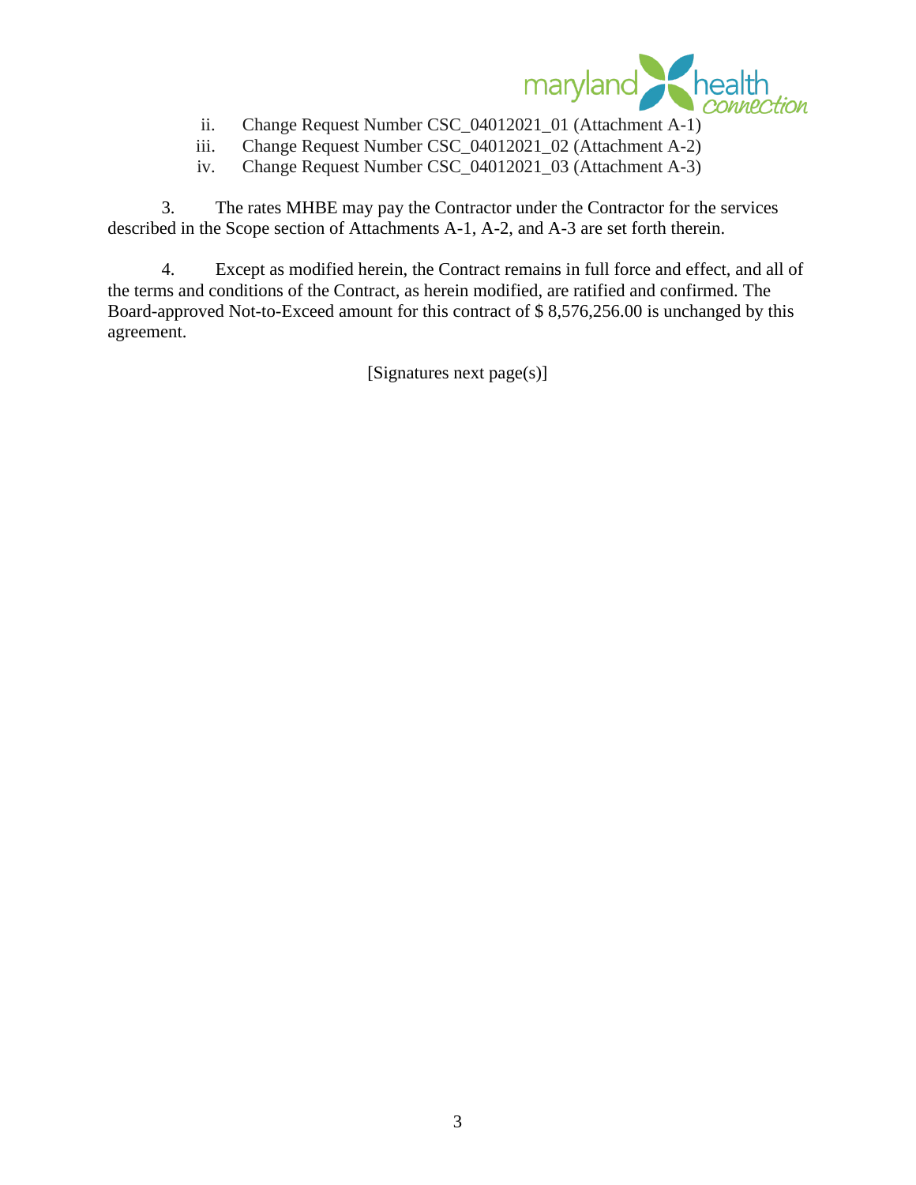ii. Change Request Number CSC_04012021_01 (Attachment A-1)
iii. Change Request Number CSC_04012021_02 (Attachment A-2)
iv. Change Request Number CSC_04012021_03 (Attachment A-3)

3. The rates MHBE may pay the Contractor under the Contractor for the services described in the Scope section of Attachments A-1, A-2, and A-3 are set forth therein.

4. Except as modified herein, the Contract remains in full force and effect, and all of the terms and conditions of the Contract, as herein modified, are ratified and confirmed. The Board-approved Not-to-Exceed amount for this contract of $ 8,576,256.00 is unchanged by this agreement.

[Signatures next page(s)]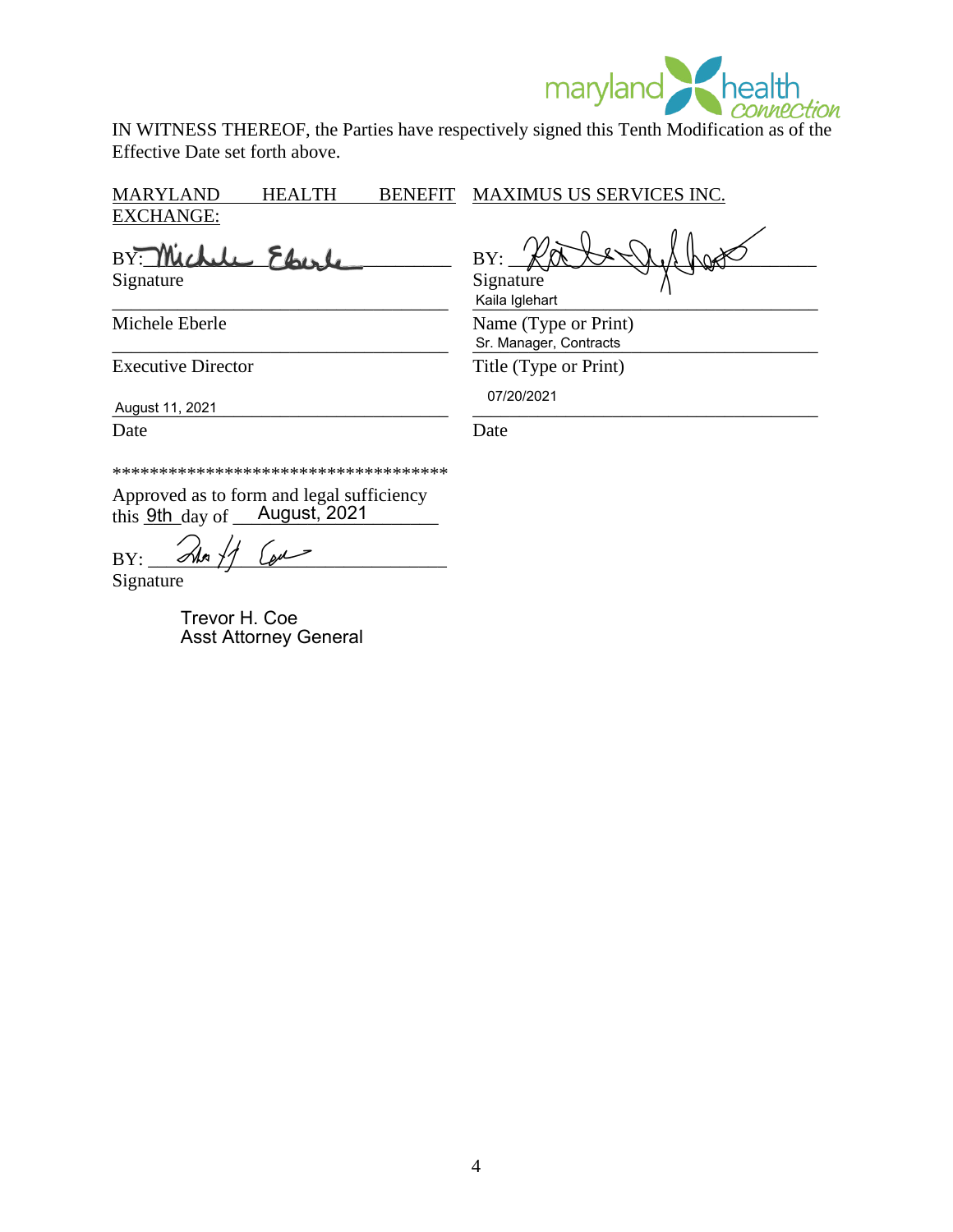IN WITNESS THEREOF, the Parties have respectively signed this Tenth Modification as of the Effective Date set forth above.

| MARYLAND HEALTH BENEFIT EXCHANGE: | MAXIMUS US SERVICES INC. |
|---|---|
| BY: | BY: |
| Signature | Signature |
| Michele Eberle | Kaila Iglehart |
| | Name (Type or Print) |
| Executive Director | Sr. Manager, Contracts |
| | Title (Type or Print) |
| August 11, 2021 | 07/20/2021 |
| Date | Date |

************************************

Approved as to form and legal sufficiency this 9th day of August, 2021

BY:

Signature

Trevor H. Coe
Asst Attorney General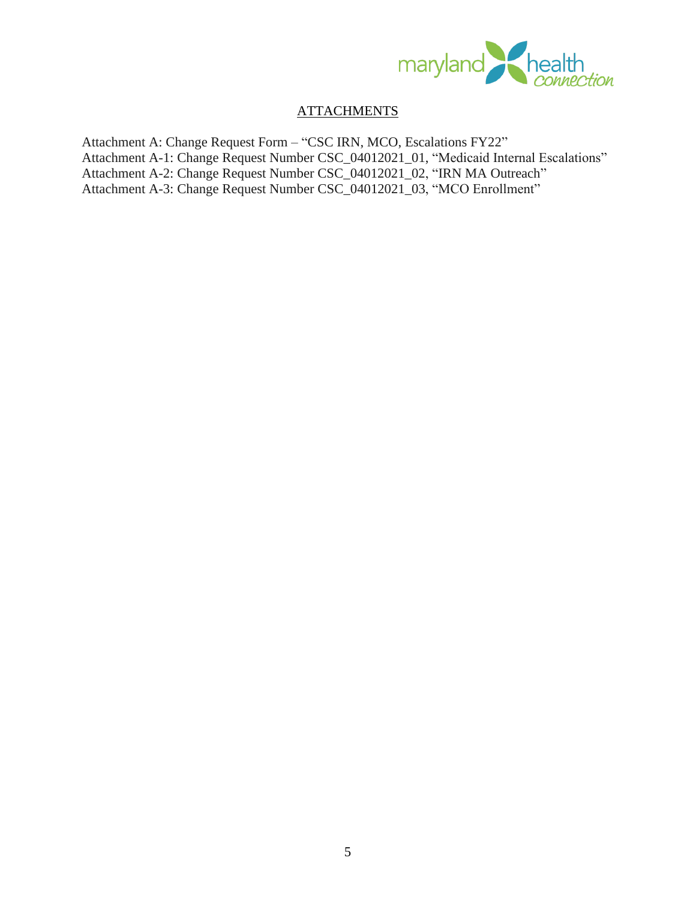## ATTACHMENTS

Attachment A: Change Request Form – "CSC IRN, MCO, Escalations FY22"
Attachment A-1: Change Request Number CSC_04012021_01, "Medicaid Internal Escalations"
Attachment A-2: Change Request Number CSC_04012021_02, "IRN MA Outreach"
Attachment A-3: Change Request Number CSC_04012021_03, "MCO Enrollment"